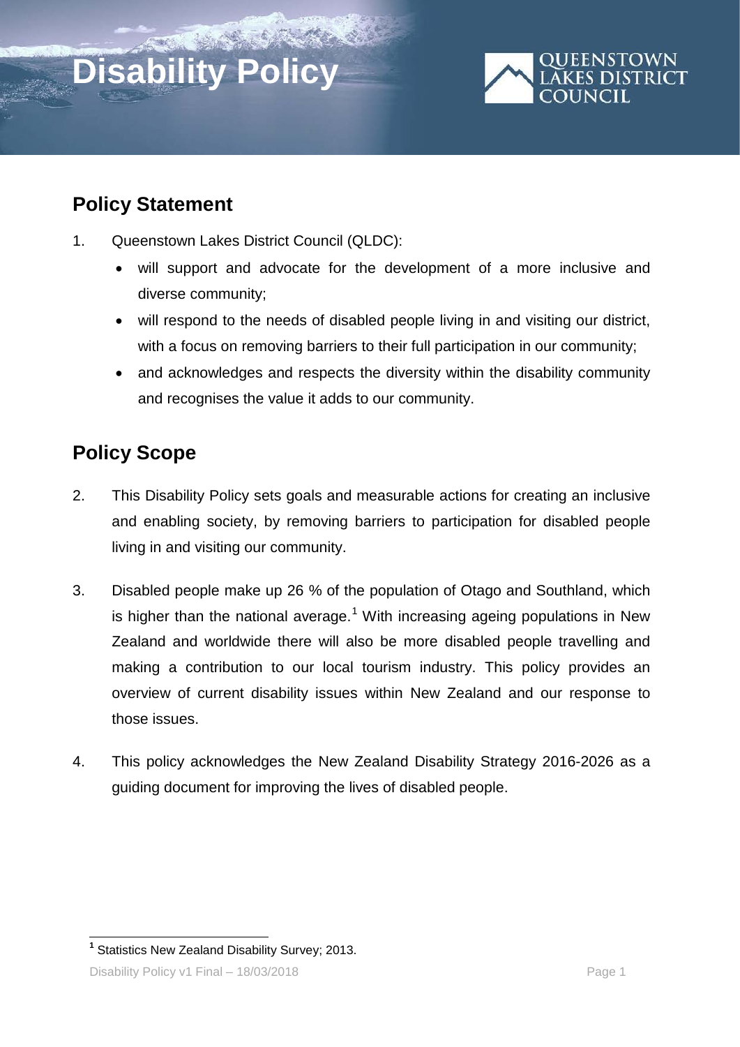# Disability Policy

## Policy Statement

1. Queenstown Lakes District Council (QLDC):
   - will support and advocate for the development of a more inclusive and diverse community;
   - will respond to the needs of disabled people living in and visiting our district, with a focus on removing barriers to their full participation in our community;
   - and acknowledges and respects the diversity within the disability community and recognises the value it adds to our community.

## Policy Scope

2. This Disability Policy sets goals and measurable actions for creating an inclusive and enabling society, by removing barriers to participation for disabled people living in and visiting our community.

3. Disabled people make up 26 % of the population of Otago and Southland, which is higher than the national average.[1] With increasing ageing populations in New Zealand and worldwide there will also be more disabled people travelling and making a contribution to our local tourism industry. This policy provides an overview of current disability issues within New Zealand and our response to those issues.

4. This policy acknowledges the New Zealand Disability Strategy 2016-2026 as a guiding document for improving the lives of disabled people.

[1] Statistics New Zealand Disability Survey; 2013.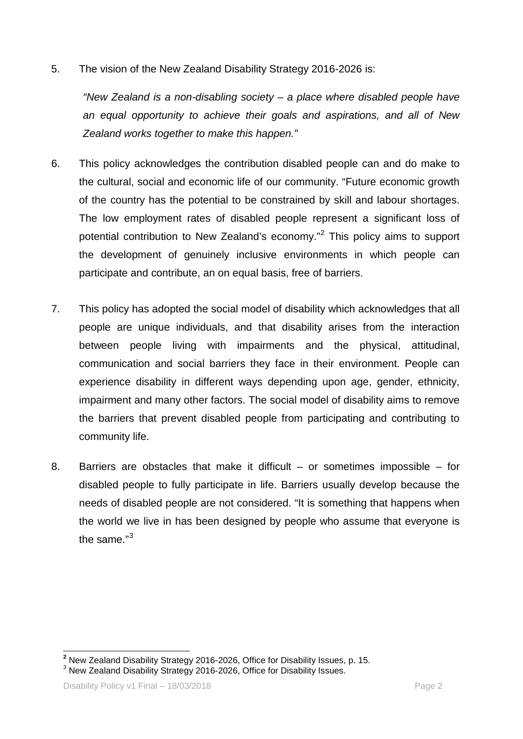5. The vision of the New Zealand Disability Strategy 2016-2026 is:

   *"New Zealand is a non-disabling society – a place where disabled people have an equal opportunity to achieve their goals and aspirations, and all of New Zealand works together to make this happen."*

6. This policy acknowledges the contribution disabled people can and do make to the cultural, social and economic life of our community. "Future economic growth of the country has the potential to be constrained by skill and labour shortages. The low employment rates of disabled people represent a significant loss of potential contribution to New Zealand's economy."[2] This policy aims to support the development of genuinely inclusive environments in which people can participate and contribute, an on equal basis, free of barriers.

7. This policy has adopted the social model of disability which acknowledges that all people are unique individuals, and that disability arises from the interaction between people living with impairments and the physical, attitudinal, communication and social barriers they face in their environment. People can experience disability in different ways depending upon age, gender, ethnicity, impairment and many other factors. The social model of disability aims to remove the barriers that prevent disabled people from participating and contributing to community life.

8. Barriers are obstacles that make it difficult – or sometimes impossible – for disabled people to fully participate in life. Barriers usually develop because the needs of disabled people are not considered. "It is something that happens when the world we live in has been designed by people who assume that everyone is the same."[3]

---

[2] New Zealand Disability Strategy 2016-2026, Office for Disability Issues, p. 15.

[3] New Zealand Disability Strategy 2016-2026, Office for Disability Issues.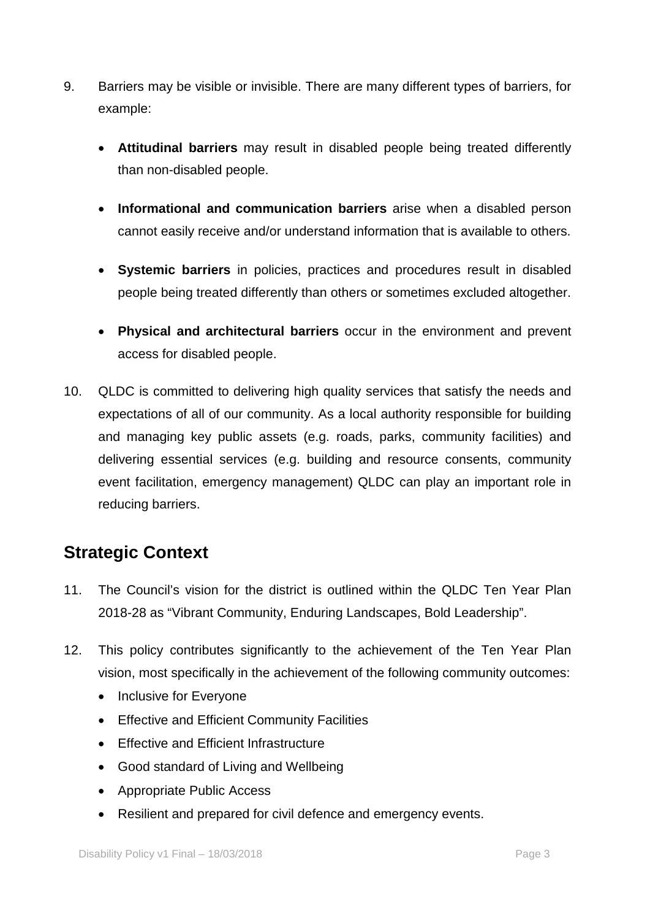9. Barriers may be visible or invisible. There are many different types of barriers, for example:

   - **Attitudinal barriers** may result in disabled people being treated differently than non-disabled people.

   - **Informational and communication barriers** arise when a disabled person cannot easily receive and/or understand information that is available to others.

   - **Systemic barriers** in policies, practices and procedures result in disabled people being treated differently than others or sometimes excluded altogether.

   - **Physical and architectural barriers** occur in the environment and prevent access for disabled people.

10. QLDC is committed to delivering high quality services that satisfy the needs and expectations of all of our community. As a local authority responsible for building and managing key public assets (e.g. roads, parks, community facilities) and delivering essential services (e.g. building and resource consents, community event facilitation, emergency management) QLDC can play an important role in reducing barriers.

## Strategic Context

11. The Council's vision for the district is outlined within the QLDC Ten Year Plan 2018-28 as "Vibrant Community, Enduring Landscapes, Bold Leadership".

12. This policy contributes significantly to the achievement of the Ten Year Plan vision, most specifically in the achievement of the following community outcomes:
    - Inclusive for Everyone
    - Effective and Efficient Community Facilities
    - Effective and Efficient Infrastructure
    - Good standard of Living and Wellbeing
    - Appropriate Public Access
    - Resilient and prepared for civil defence and emergency events.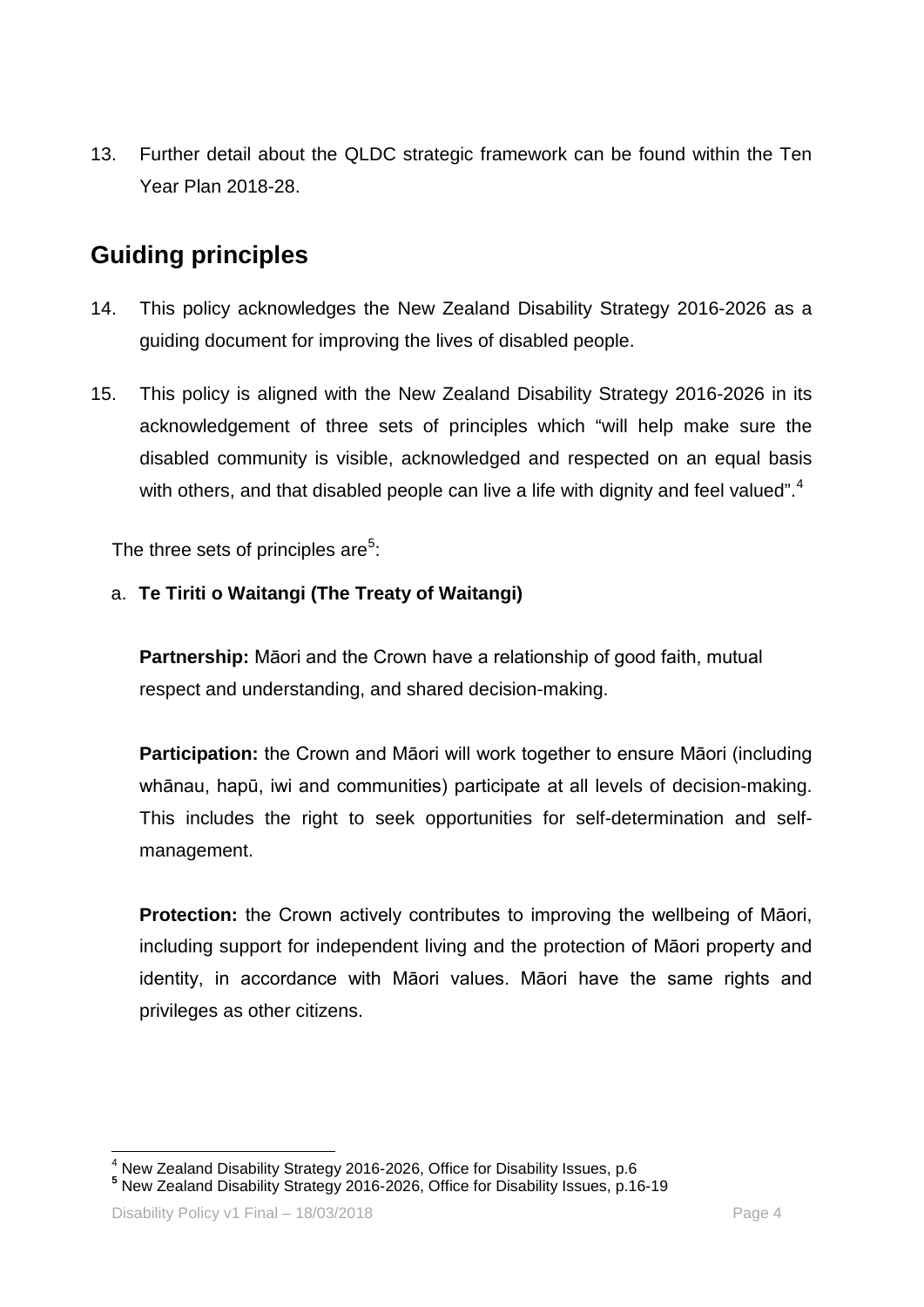13. Further detail about the QLDC strategic framework can be found within the Ten Year Plan 2018-28.

## Guiding principles

14. This policy acknowledges the New Zealand Disability Strategy 2016-2026 as a guiding document for improving the lives of disabled people.

15. This policy is aligned with the New Zealand Disability Strategy 2016-2026 in its acknowledgement of three sets of principles which "will help make sure the disabled community is visible, acknowledged and respected on an equal basis with others, and that disabled people can live a life with dignity and feel valued".[4]

The three sets of principles are[5]:

a. **Te Tiriti o Waitangi (The Treaty of Waitangi)**

**Partnership:** Māori and the Crown have a relationship of good faith, mutual respect and understanding, and shared decision-making.

**Participation:** the Crown and Māori will work together to ensure Māori (including whānau, hapū, iwi and communities) participate at all levels of decision-making. This includes the right to seek opportunities for self-determination and self-management.

**Protection:** the Crown actively contributes to improving the wellbeing of Māori, including support for independent living and the protection of Māori property and identity, in accordance with Māori values. Māori have the same rights and privileges as other citizens.

---

[4] New Zealand Disability Strategy 2016-2026, Office for Disability Issues, p.6

[5] New Zealand Disability Strategy 2016-2026, Office for Disability Issues, p.16-19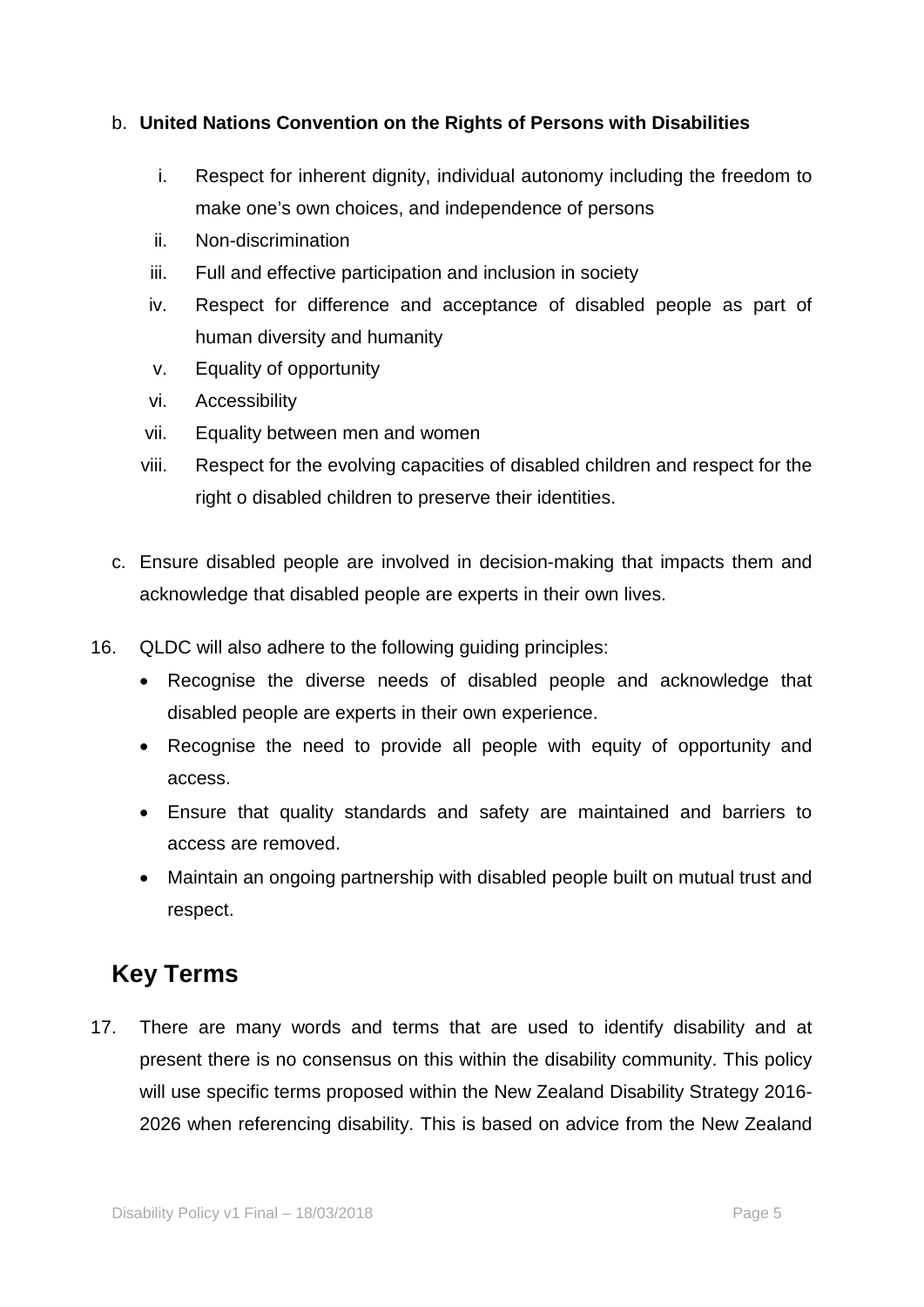b. **United Nations Convention on the Rights of Persons with Disabilities**

   i. Respect for inherent dignity, individual autonomy including the freedom to make one's own choices, and independence of persons
   ii. Non-discrimination
   iii. Full and effective participation and inclusion in society
   iv. Respect for difference and acceptance of disabled people as part of human diversity and humanity
   v. Equality of opportunity
   vi. Accessibility
   vii. Equality between men and women
   viii. Respect for the evolving capacities of disabled children and respect for the right o disabled children to preserve their identities.

c. Ensure disabled people are involved in decision-making that impacts them and acknowledge that disabled people are experts in their own lives.

16. QLDC will also adhere to the following guiding principles:
    - Recognise the diverse needs of disabled people and acknowledge that disabled people are experts in their own experience.
    - Recognise the need to provide all people with equity of opportunity and access.
    - Ensure that quality standards and safety are maintained and barriers to access are removed.
    - Maintain an ongoing partnership with disabled people built on mutual trust and respect.

## Key Terms

17. There are many words and terms that are used to identify disability and at present there is no consensus on this within the disability community. This policy will use specific terms proposed within the New Zealand Disability Strategy 2016-2026 when referencing disability. This is based on advice from the New Zealand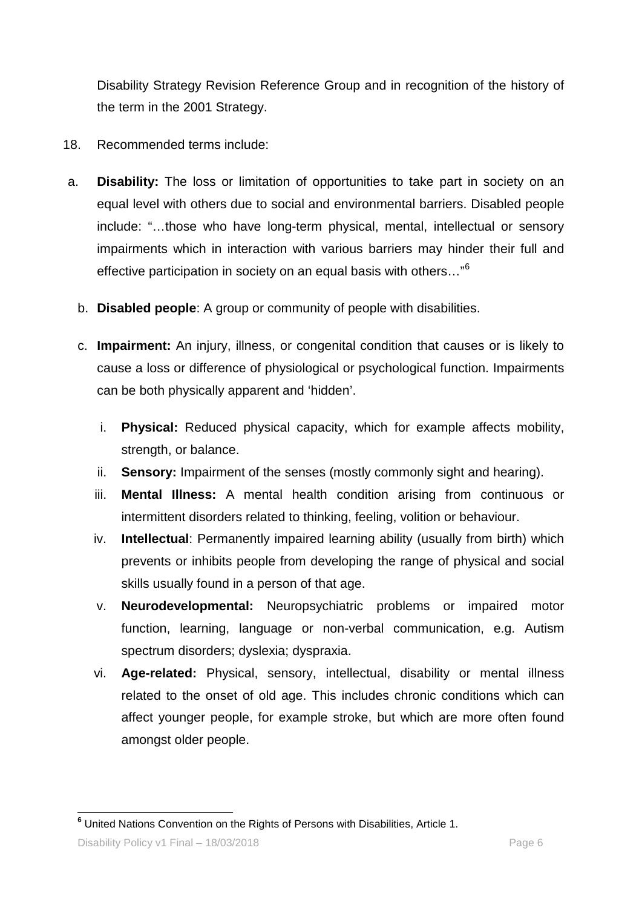Disability Strategy Revision Reference Group and in recognition of the history of the term in the 2001 Strategy.

18. Recommended terms include:

a. **Disability:** The loss or limitation of opportunities to take part in society on an equal level with others due to social and environmental barriers. Disabled people include: "…those who have long-term physical, mental, intellectual or sensory impairments which in interaction with various barriers may hinder their full and effective participation in society on an equal basis with others…"[6]

b. **Disabled people**: A group or community of people with disabilities.

c. **Impairment:** An injury, illness, or congenital condition that causes or is likely to cause a loss or difference of physiological or psychological function. Impairments can be both physically apparent and 'hidden'.

   i. **Physical:** Reduced physical capacity, which for example affects mobility, strength, or balance.
   ii. **Sensory:** Impairment of the senses (mostly commonly sight and hearing).
   iii. **Mental Illness:** A mental health condition arising from continuous or intermittent disorders related to thinking, feeling, volition or behaviour.
   iv. **Intellectual**: Permanently impaired learning ability (usually from birth) which prevents or inhibits people from developing the range of physical and social skills usually found in a person of that age.
   v. **Neurodevelopmental:** Neuropsychiatric problems or impaired motor function, learning, language or non-verbal communication, e.g. Autism spectrum disorders; dyslexia; dyspraxia.
   vi. **Age-related:** Physical, sensory, intellectual, disability or mental illness related to the onset of old age. This includes chronic conditions which can affect younger people, for example stroke, but which are more often found amongst older people.

---

[6] United Nations Convention on the Rights of Persons with Disabilities, Article 1.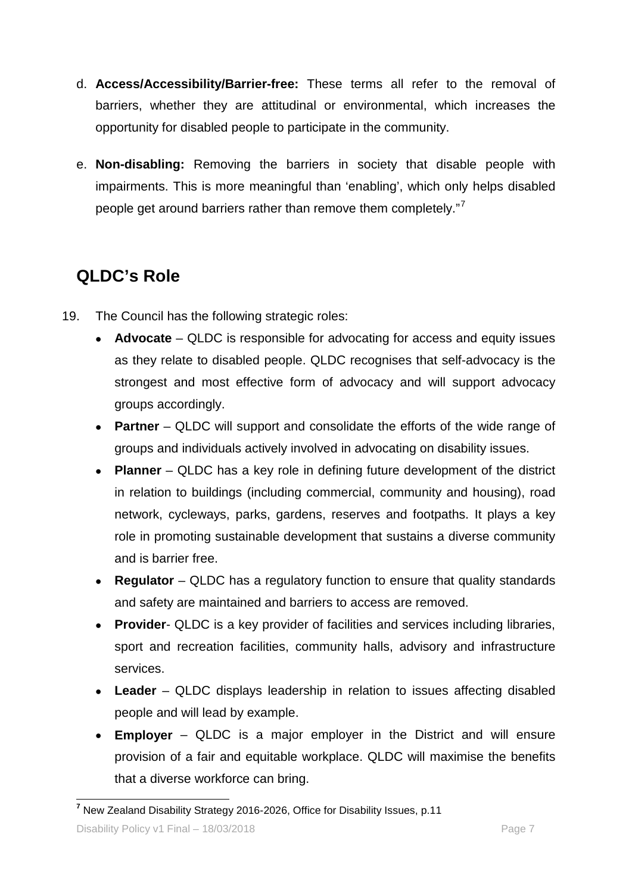d. **Access/Accessibility/Barrier-free:** These terms all refer to the removal of barriers, whether they are attitudinal or environmental, which increases the opportunity for disabled people to participate in the community.

e. **Non-disabling:** Removing the barriers in society that disable people with impairments. This is more meaningful than 'enabling', which only helps disabled people get around barriers rather than remove them completely."[7]

## QLDC's Role

19. The Council has the following strategic roles:

    - **Advocate** – QLDC is responsible for advocating for access and equity issues as they relate to disabled people. QLDC recognises that self-advocacy is the strongest and most effective form of advocacy and will support advocacy groups accordingly.
    - **Partner** – QLDC will support and consolidate the efforts of the wide range of groups and individuals actively involved in advocating on disability issues.
    - **Planner** – QLDC has a key role in defining future development of the district in relation to buildings (including commercial, community and housing), road network, cycleways, parks, gardens, reserves and footpaths. It plays a key role in promoting sustainable development that sustains a diverse community and is barrier free.
    - **Regulator** – QLDC has a regulatory function to ensure that quality standards and safety are maintained and barriers to access are removed.
    - **Provider**- QLDC is a key provider of facilities and services including libraries, sport and recreation facilities, community halls, advisory and infrastructure services.
    - **Leader** – QLDC displays leadership in relation to issues affecting disabled people and will lead by example.
    - **Employer** – QLDC is a major employer in the District and will ensure provision of a fair and equitable workplace. QLDC will maximise the benefits that a diverse workforce can bring.

[7] New Zealand Disability Strategy 2016-2026, Office for Disability Issues, p.11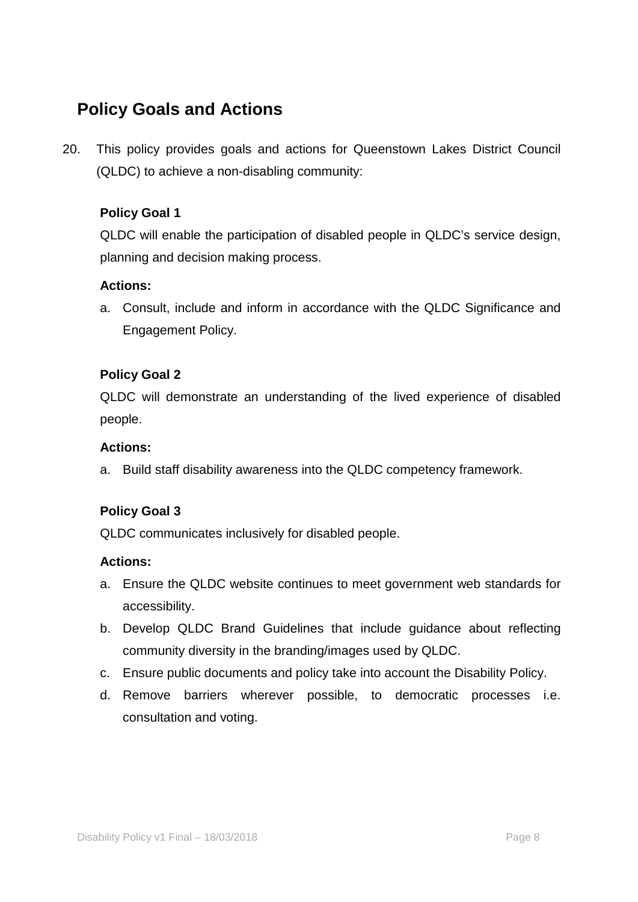## Policy Goals and Actions

20. This policy provides goals and actions for Queenstown Lakes District Council (QLDC) to achieve a non-disabling community:

**Policy Goal 1**

QLDC will enable the participation of disabled people in QLDC's service design, planning and decision making process.

**Actions:**

a. Consult, include and inform in accordance with the QLDC Significance and Engagement Policy.

**Policy Goal 2**

QLDC will demonstrate an understanding of the lived experience of disabled people.

**Actions:**

a. Build staff disability awareness into the QLDC competency framework.

**Policy Goal 3**

QLDC communicates inclusively for disabled people.

**Actions:**

a. Ensure the QLDC website continues to meet government web standards for accessibility.
b. Develop QLDC Brand Guidelines that include guidance about reflecting community diversity in the branding/images used by QLDC.
c. Ensure public documents and policy take into account the Disability Policy.
d. Remove barriers wherever possible, to democratic processes i.e. consultation and voting.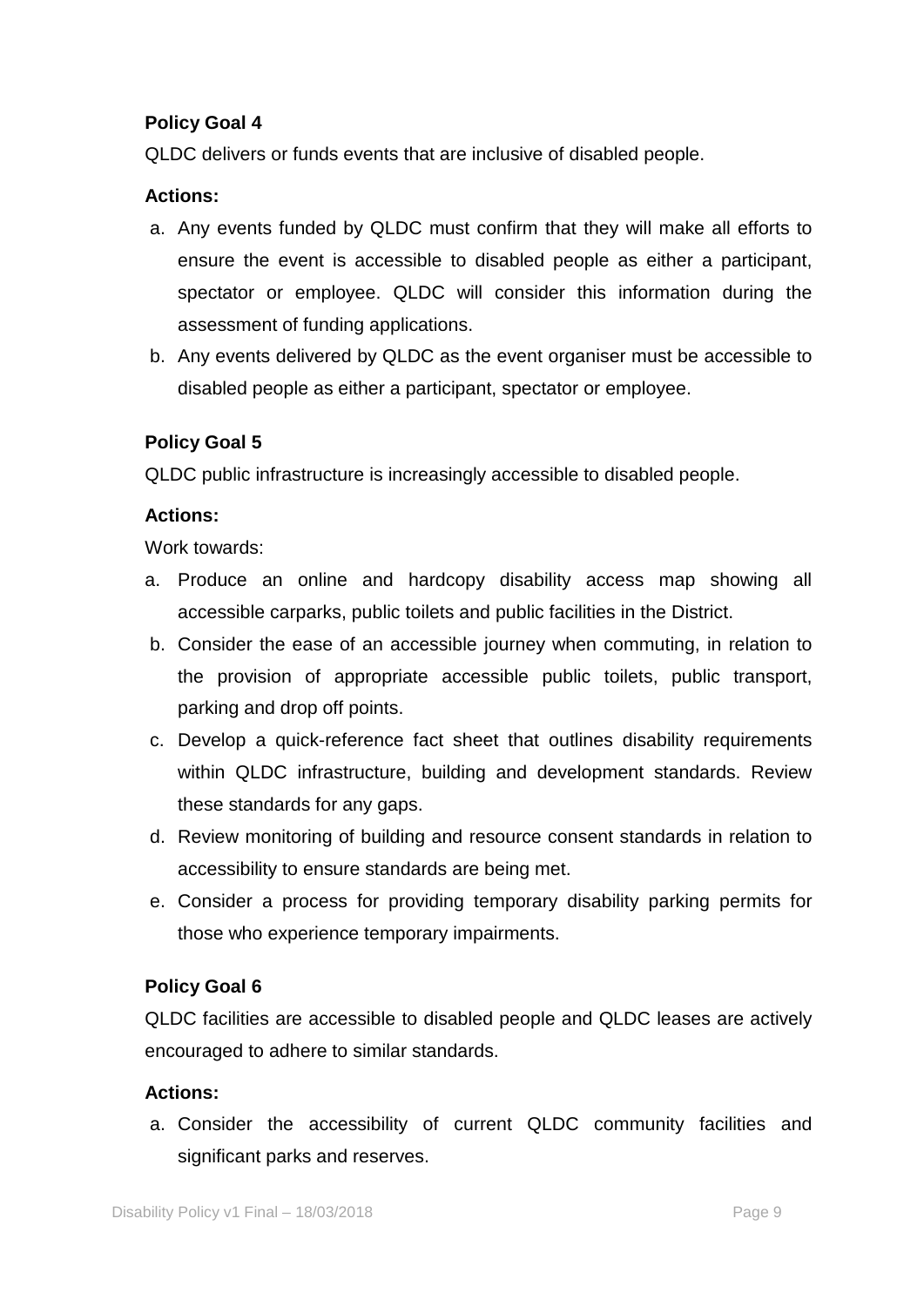**Policy Goal 4**

QLDC delivers or funds events that are inclusive of disabled people.

**Actions:**

a. Any events funded by QLDC must confirm that they will make all efforts to ensure the event is accessible to disabled people as either a participant, spectator or employee. QLDC will consider this information during the assessment of funding applications.
b. Any events delivered by QLDC as the event organiser must be accessible to disabled people as either a participant, spectator or employee.

**Policy Goal 5**

QLDC public infrastructure is increasingly accessible to disabled people.

**Actions:**

Work towards:

a. Produce an online and hardcopy disability access map showing all accessible carparks, public toilets and public facilities in the District.
b. Consider the ease of an accessible journey when commuting, in relation to the provision of appropriate accessible public toilets, public transport, parking and drop off points.
c. Develop a quick-reference fact sheet that outlines disability requirements within QLDC infrastructure, building and development standards. Review these standards for any gaps.
d. Review monitoring of building and resource consent standards in relation to accessibility to ensure standards are being met.
e. Consider a process for providing temporary disability parking permits for those who experience temporary impairments.

**Policy Goal 6**

QLDC facilities are accessible to disabled people and QLDC leases are actively encouraged to adhere to similar standards.

**Actions:**

a. Consider the accessibility of current QLDC community facilities and significant parks and reserves.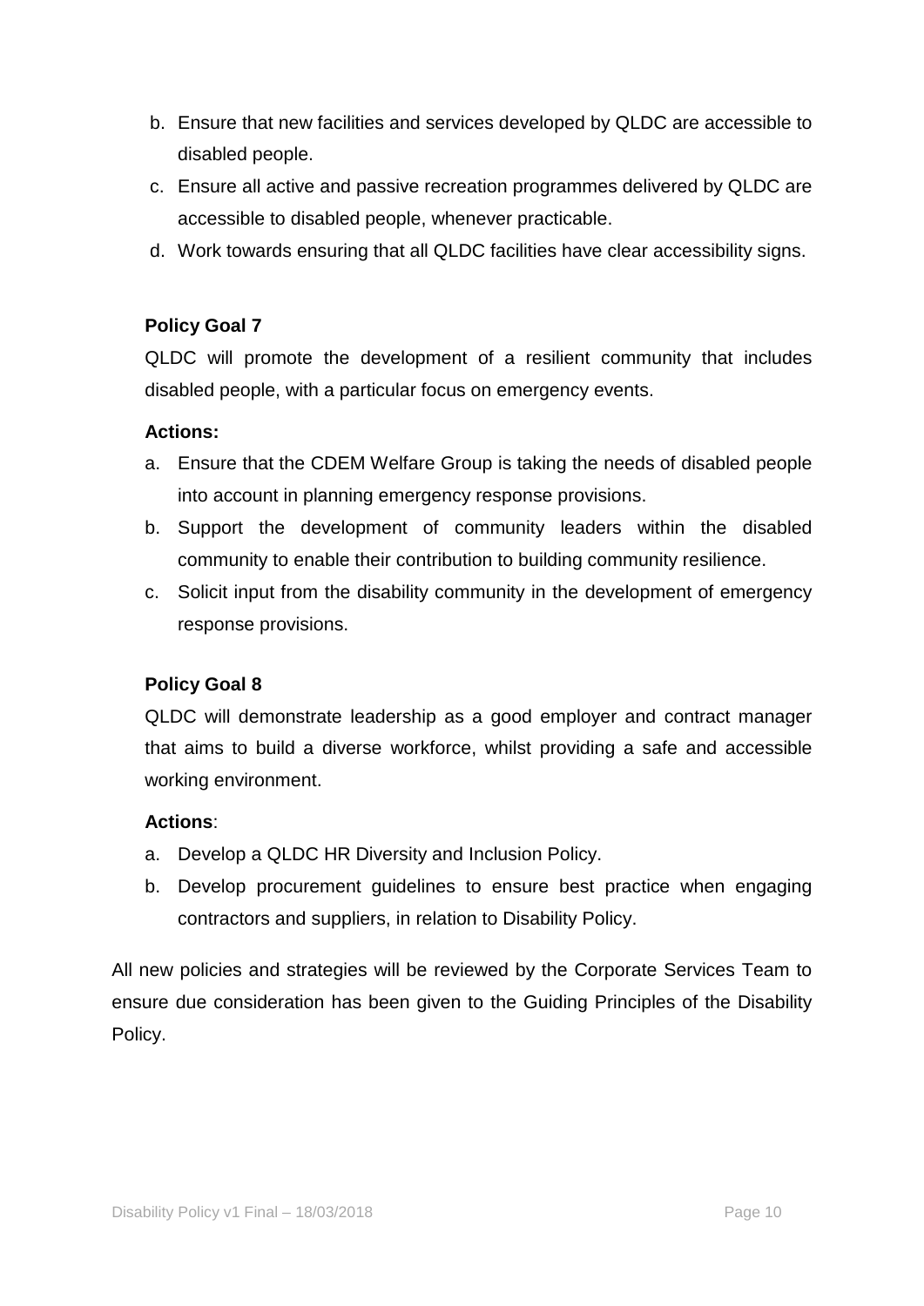b. Ensure that new facilities and services developed by QLDC are accessible to disabled people.
c. Ensure all active and passive recreation programmes delivered by QLDC are accessible to disabled people, whenever practicable.
d. Work towards ensuring that all QLDC facilities have clear accessibility signs.

**Policy Goal 7**

QLDC will promote the development of a resilient community that includes disabled people, with a particular focus on emergency events.

**Actions:**

a. Ensure that the CDEM Welfare Group is taking the needs of disabled people into account in planning emergency response provisions.
b. Support the development of community leaders within the disabled community to enable their contribution to building community resilience.
c. Solicit input from the disability community in the development of emergency response provisions.

**Policy Goal 8**

QLDC will demonstrate leadership as a good employer and contract manager that aims to build a diverse workforce, whilst providing a safe and accessible working environment.

**Actions**:

a. Develop a QLDC HR Diversity and Inclusion Policy.
b. Develop procurement guidelines to ensure best practice when engaging contractors and suppliers, in relation to Disability Policy.

All new policies and strategies will be reviewed by the Corporate Services Team to ensure due consideration has been given to the Guiding Principles of the Disability Policy.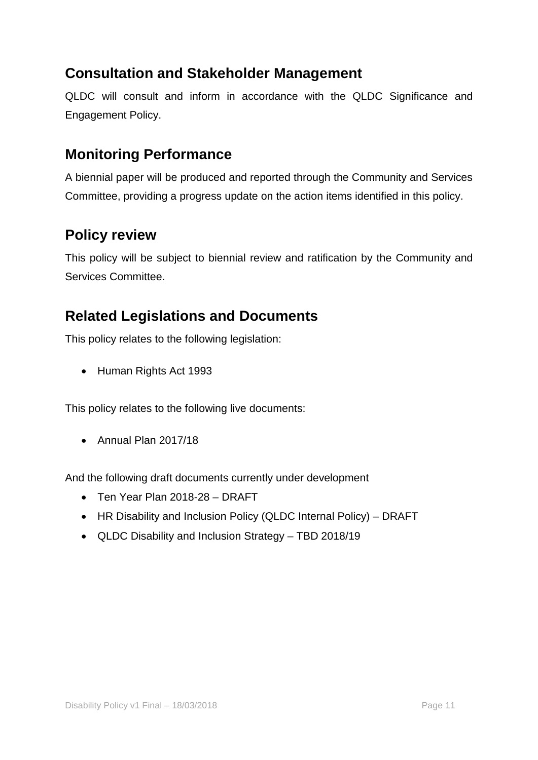## Consultation and Stakeholder Management

QLDC will consult and inform in accordance with the QLDC Significance and Engagement Policy.

## Monitoring Performance

A biennial paper will be produced and reported through the Community and Services Committee, providing a progress update on the action items identified in this policy.

## Policy review

This policy will be subject to biennial review and ratification by the Community and Services Committee.

## Related Legislations and Documents

This policy relates to the following legislation:

- Human Rights Act 1993

This policy relates to the following live documents:

- Annual Plan 2017/18

And the following draft documents currently under development

- Ten Year Plan 2018-28 – DRAFT
- HR Disability and Inclusion Policy (QLDC Internal Policy) – DRAFT
- QLDC Disability and Inclusion Strategy – TBD 2018/19